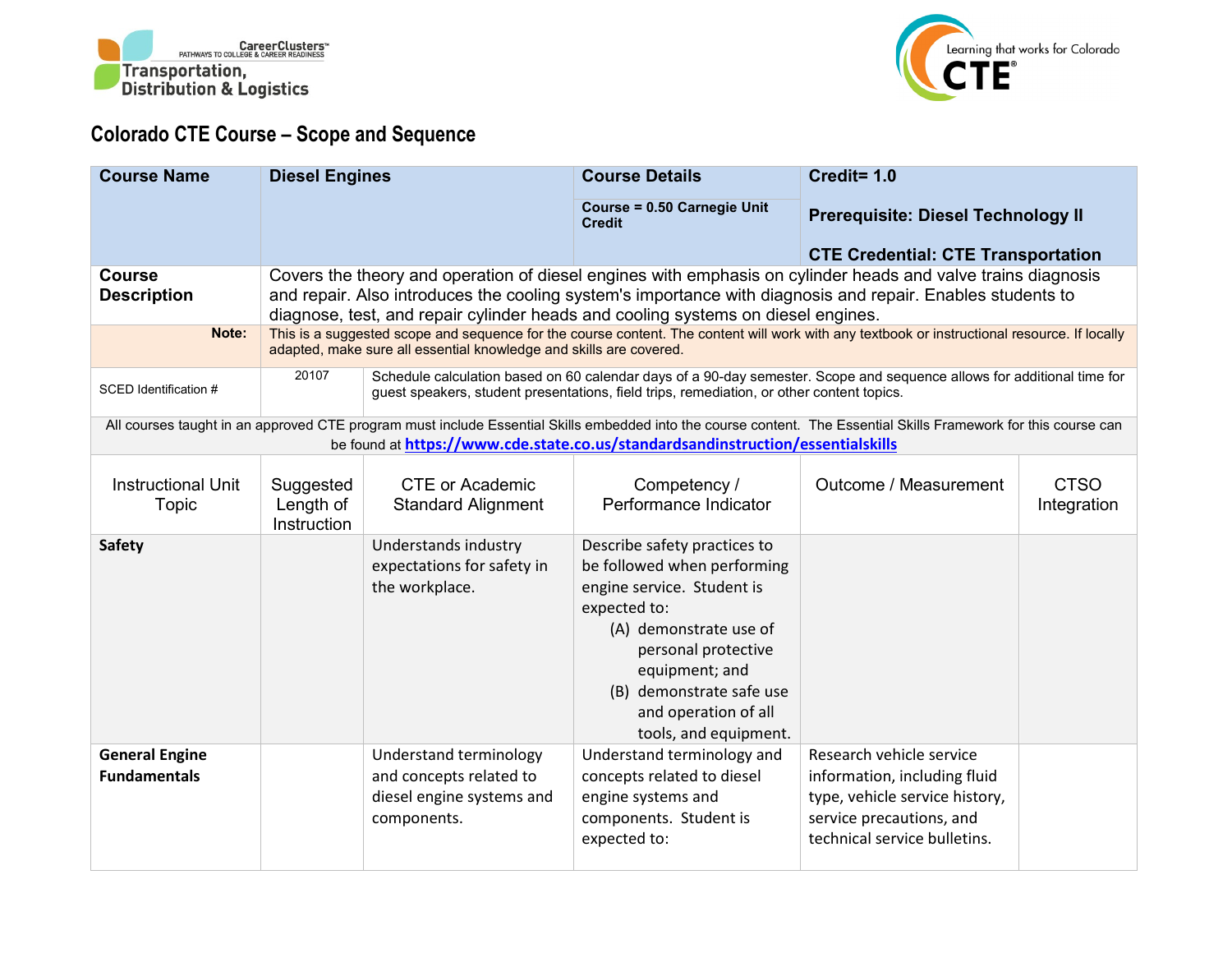Career Clusters™ PATHWAYS TO COLLEGE & CAREER READINESS
Transportation, Distribution & Logistics

Learning that works for Colorado CTE®

# Colorado CTE Course – Scope and Sequence

| **Course Name** | **Diesel Engines** | **Course Details**<br><br>**Course = 0.50 Carnegie Unit Credit** | **Credit= 1.0**<br><br>**Prerequisite: Diesel Technology II**<br><br>**CTE Credential: CTE Transportation** |
|---|---|---|---|
| **Course Description** | Covers the theory and operation of diesel engines with emphasis on cylinder heads and valve trains diagnosis and repair. Also introduces the cooling system's importance with diagnosis and repair. Enables students to diagnose, test, and repair cylinder heads and cooling systems on diesel engines. | | |
| **Note:** | This is a suggested scope and sequence for the course content. The content will work with any textbook or instructional resource. If locally adapted, make sure all essential knowledge and skills are covered. | | |
| SCED Identification # | 20107 | Schedule calculation based on 60 calendar days of a 90-day semester. Scope and sequence allows for additional time for guest speakers, student presentations, field trips, remediation, or other content topics. | |

All courses taught in an approved CTE program must include Essential Skills embedded into the course content. The Essential Skills Framework for this course can be found at **https://www.cde.state.co.us/standardsandinstruction/essentialskills**

| Instructional Unit Topic | Suggested Length of Instruction | CTE or Academic Standard Alignment | Competency / Performance Indicator | Outcome / Measurement | CTSO Integration |
|---|---|---|---|---|---|
| **Safety** | | Understands industry expectations for safety in the workplace. | Describe safety practices to be followed when performing engine service. Student is expected to:<br>(A) demonstrate use of personal protective equipment; and<br>(B) demonstrate safe use and operation of all tools, and equipment. | | |
| **General Engine Fundamentals** | | Understand terminology and concepts related to diesel engine systems and components. | Understand terminology and concepts related to diesel engine systems and components. Student is expected to: | Research vehicle service information, including fluid type, vehicle service history, service precautions, and technical service bulletins. | |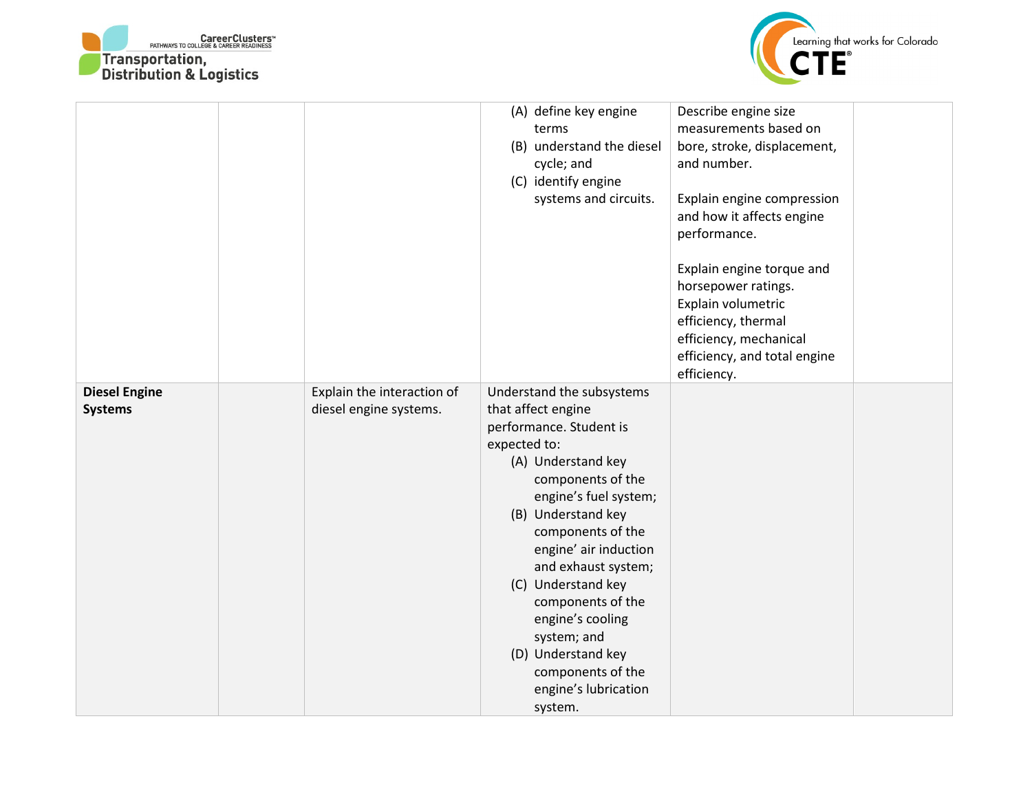| | | | | | |
|---|---|---|---|---|---|
| | | | (A) define key engine terms<br>(B) understand the diesel cycle; and<br>(C) identify engine systems and circuits. | Describe engine size measurements based on bore, stroke, displacement, and number.<br><br>Explain engine compression and how it affects engine performance.<br><br>Explain engine torque and horsepower ratings.<br>Explain volumetric efficiency, thermal efficiency, mechanical efficiency, and total engine efficiency. | |
| **Diesel Engine Systems** | | Explain the interaction of diesel engine systems. | Understand the subsystems that affect engine performance. Student is expected to:<br>(A) Understand key components of the engine's fuel system;<br>(B) Understand key components of the engine' air induction and exhaust system;<br>(C) Understand key components of the engine's cooling system; and<br>(D) Understand key components of the engine's lubrication system. | | |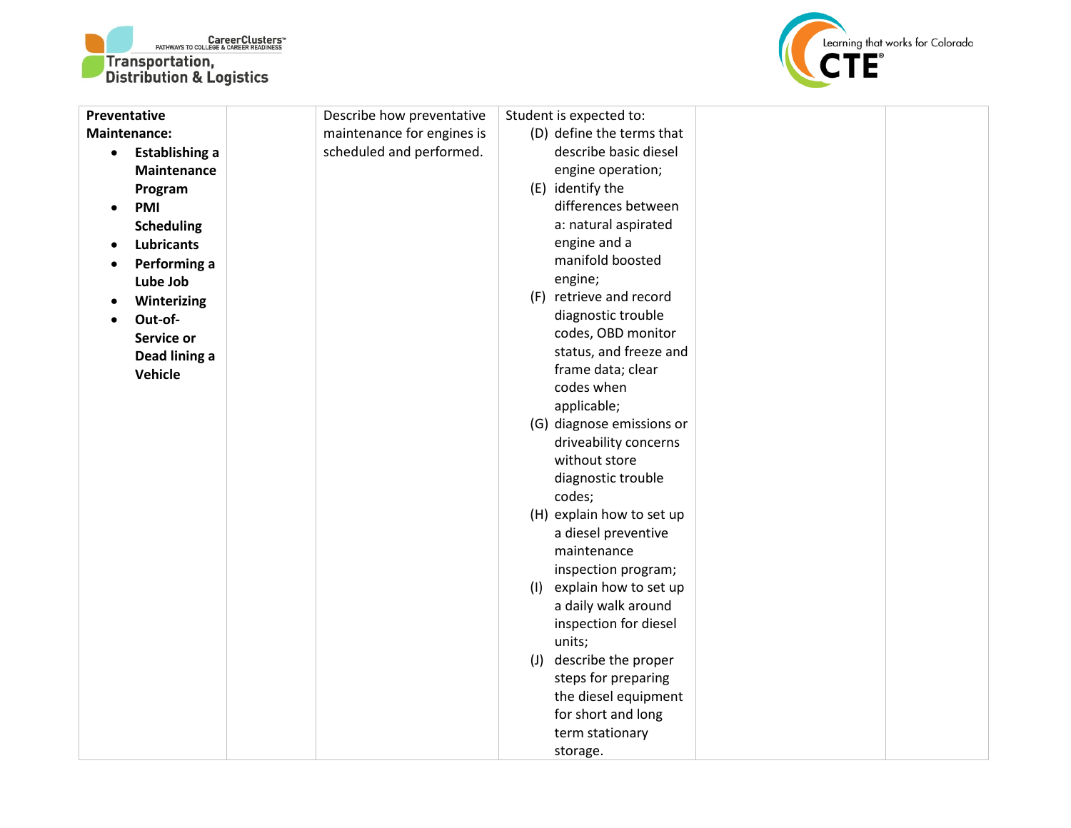| | | | | | |
|---|---|---|---|---|---|
| **Preventative Maintenance:**<br>• **Establishing a Maintenance Program**<br>• **PMI Scheduling**<br>• **Lubricants**<br>• **Performing a Lube Job**<br>• **Winterizing**<br>• **Out-of-Service or Dead lining a Vehicle** | | Describe how preventative maintenance for engines is scheduled and performed. | Student is expected to:<br>(D) define the terms that describe basic diesel engine operation;<br>(E) identify the differences between a: natural aspirated engine and a manifold boosted engine;<br>(F) retrieve and record diagnostic trouble codes, OBD monitor status, and freeze and frame data; clear codes when applicable;<br>(G) diagnose emissions or driveability concerns without store diagnostic trouble codes;<br>(H) explain how to set up a diesel preventive maintenance inspection program;<br>(I) explain how to set up a daily walk around inspection for diesel units;<br>(J) describe the proper steps for preparing the diesel equipment for short and long term stationary storage. | | |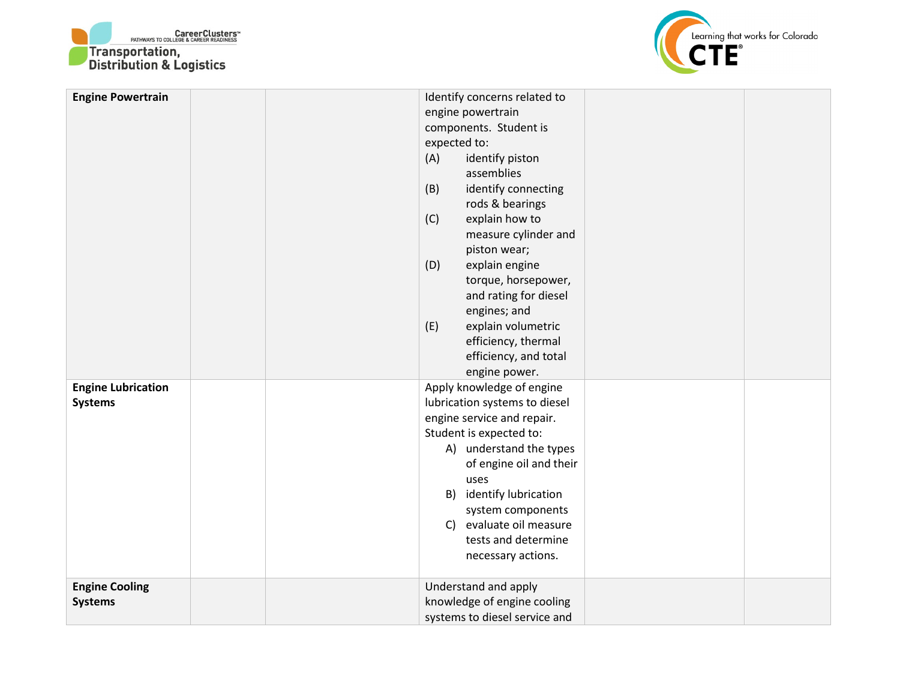| | | | | | |
|---|---|---|---|---|---|
| **Engine Powertrain** | | | Identify concerns related to engine powertrain components. Student is expected to:<br>(A) identify piston assemblies<br>(B) identify connecting rods & bearings<br>(C) explain how to measure cylinder and piston wear;<br>(D) explain engine torque, horsepower, and rating for diesel engines; and<br>(E) explain volumetric efficiency, thermal efficiency, and total engine power. | | |
| **Engine Lubrication Systems** | | | Apply knowledge of engine lubrication systems to diesel engine service and repair. Student is expected to:<br>A) understand the types of engine oil and their uses<br>B) identify lubrication system components<br>C) evaluate oil measure tests and determine necessary actions. | | |
| **Engine Cooling Systems** | | | Understand and apply knowledge of engine cooling systems to diesel service and | | |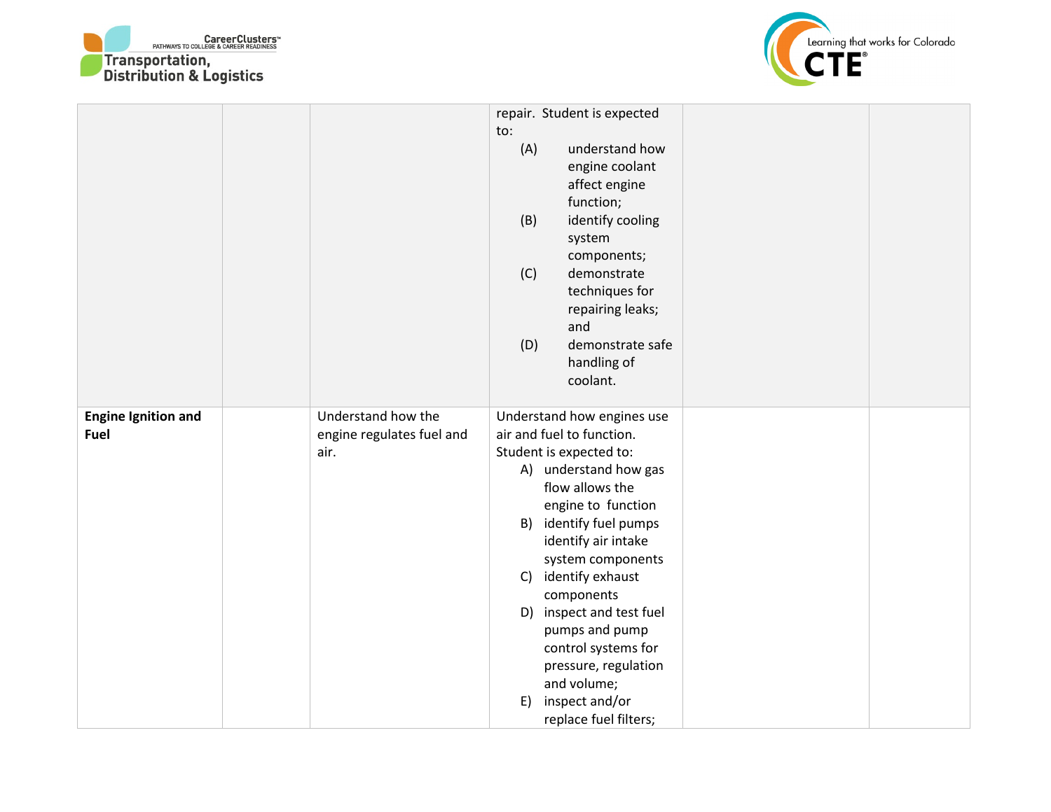| | | | | | |
|---|---|---|---|---|---|
| | | | repair. Student is expected to:<br>(A) understand how engine coolant affect engine function;<br>(B) identify cooling system components;<br>(C) demonstrate techniques for repairing leaks; and<br>(D) demonstrate safe handling of coolant. | | |
| **Engine Ignition and Fuel** | | Understand how the engine regulates fuel and air. | Understand how engines use air and fuel to function. Student is expected to:<br>A) understand how gas flow allows the engine to function<br>B) identify fuel pumps identify air intake system components<br>C) identify exhaust components<br>D) inspect and test fuel pumps and pump control systems for pressure, regulation and volume;<br>E) inspect and/or replace fuel filters; | | |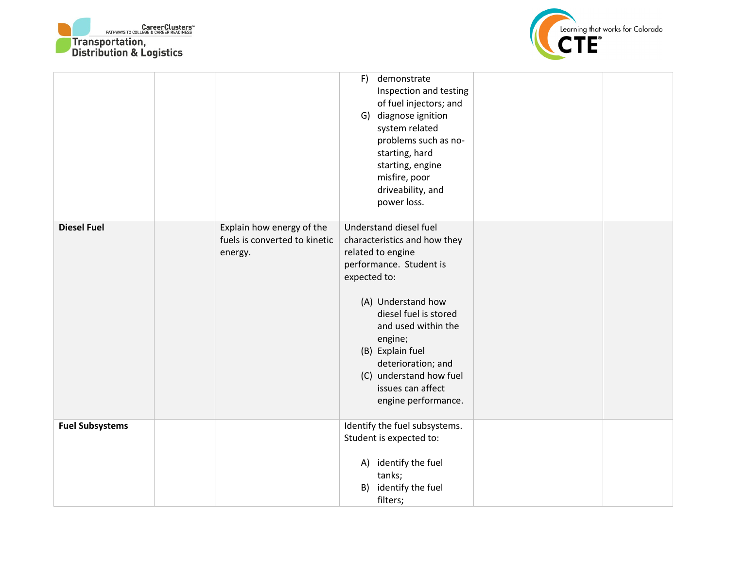|  |  |  |  |  |  |
|---|---|---|---|---|---|
|  |  |  | F) demonstrate Inspection and testing of fuel injectors; and<br>G) diagnose ignition system related problems such as no-starting, hard starting, engine misfire, poor driveability, and power loss. |  |  |
| **Diesel Fuel** |  | Explain how energy of the fuels is converted to kinetic energy. | Understand diesel fuel characteristics and how they related to engine performance. Student is expected to:<br><br>(A) Understand how diesel fuel is stored and used within the engine;<br>(B) Explain fuel deterioration; and<br>(C) understand how fuel issues can affect engine performance. |  |  |
| **Fuel Subsystems** |  |  | Identify the fuel subsystems. Student is expected to:<br><br>A) identify the fuel tanks;<br>B) identify the fuel filters; |  |  |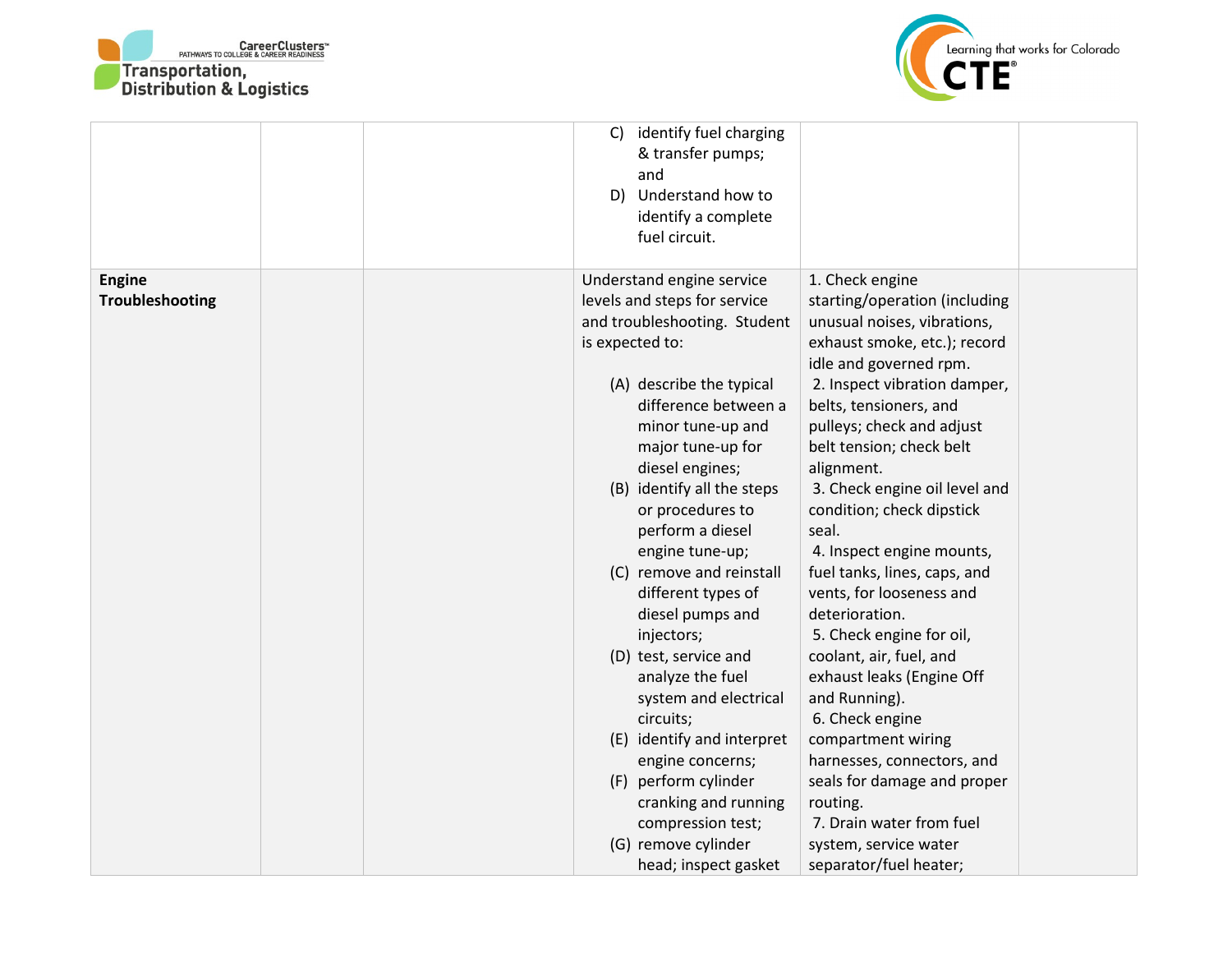| | | | | | |
|---|---|---|---|---|---|
| | | | C) identify fuel charging & transfer pumps; and<br>D) Understand how to identify a complete fuel circuit. | | |
| **Engine Troubleshooting** | | | Understand engine service levels and steps for service and troubleshooting. Student is expected to:<br><br>(A) describe the typical difference between a minor tune-up and major tune-up for diesel engines;<br>(B) identify all the steps or procedures to perform a diesel engine tune-up;<br>(C) remove and reinstall different types of diesel pumps and injectors;<br>(D) test, service and analyze the fuel system and electrical circuits;<br>(E) identify and interpret engine concerns;<br>(F) perform cylinder cranking and running compression test;<br>(G) remove cylinder head; inspect gasket | 1. Check engine starting/operation (including unusual noises, vibrations, exhaust smoke, etc.); record idle and governed rpm.<br>2. Inspect vibration damper, belts, tensioners, and pulleys; check and adjust belt tension; check belt alignment.<br>3. Check engine oil level and condition; check dipstick seal.<br>4. Inspect engine mounts, fuel tanks, lines, caps, and vents, for looseness and deterioration.<br>5. Check engine for oil, coolant, air, fuel, and exhaust leaks (Engine Off and Running).<br>6. Check engine compartment wiring harnesses, connectors, and seals for damage and proper routing.<br>7. Drain water from fuel system, service water separator/fuel heater; | |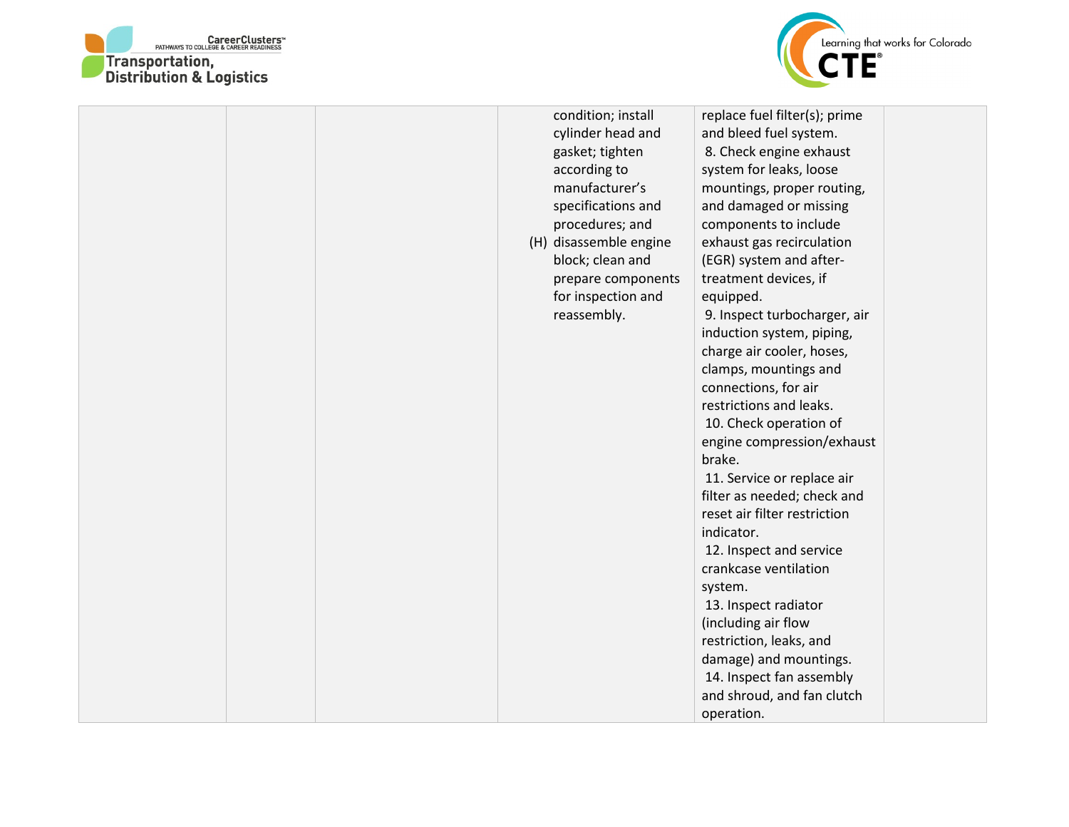| | | | | | |
|---|---|---|---|---|---|
| | | | condition; install cylinder head and gasket; tighten according to manufacturer's specifications and procedures; and<br>(H) disassemble engine block; clean and prepare components for inspection and reassembly. | replace fuel filter(s); prime and bleed fuel system.<br>8. Check engine exhaust system for leaks, loose mountings, proper routing, and damaged or missing components to include exhaust gas recirculation (EGR) system and after-treatment devices, if equipped.<br>9. Inspect turbocharger, air induction system, piping, charge air cooler, hoses, clamps, mountings and connections, for air restrictions and leaks.<br>10. Check operation of engine compression/exhaust brake.<br>11. Service or replace air filter as needed; check and reset air filter restriction indicator.<br>12. Inspect and service crankcase ventilation system.<br>13. Inspect radiator (including air flow restriction, leaks, and damage) and mountings.<br>14. Inspect fan assembly and shroud, and fan clutch operation. | |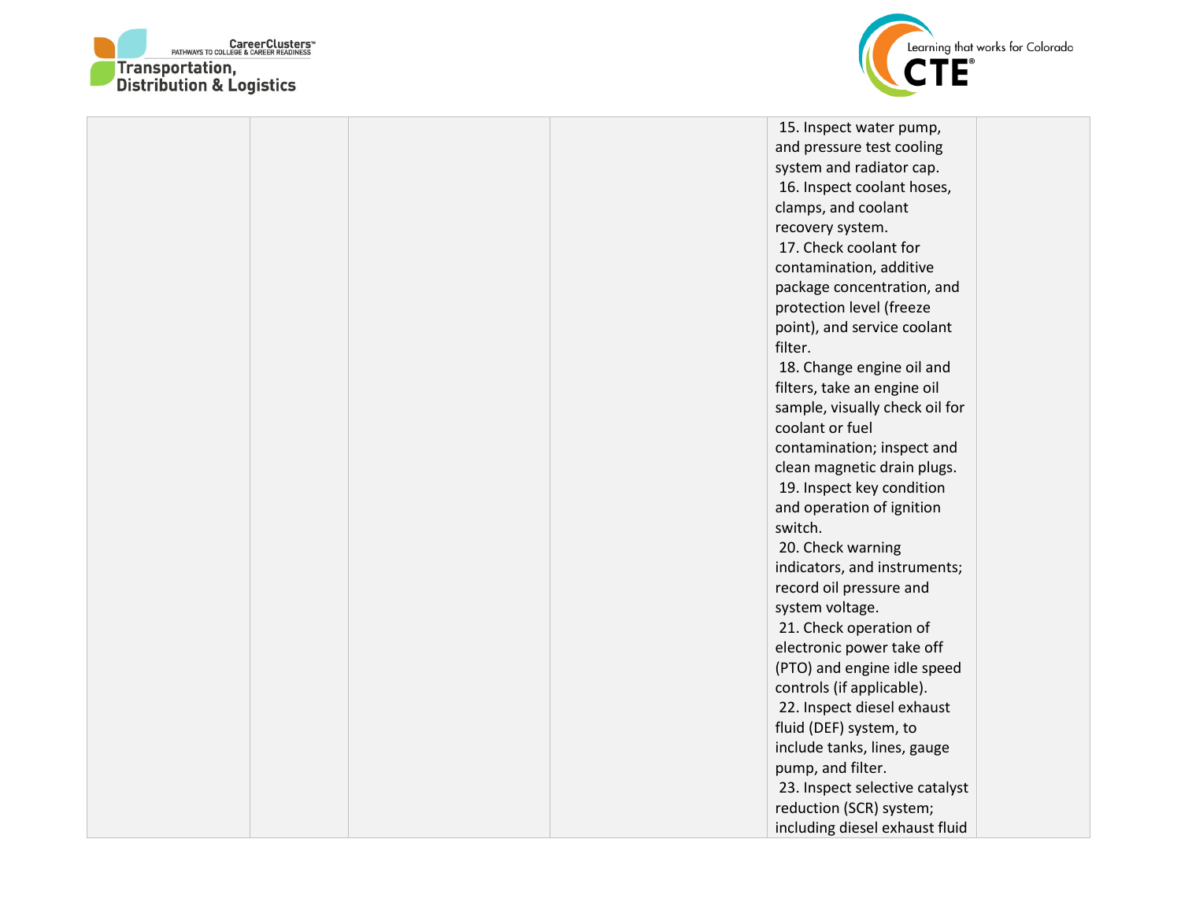| | | | | | |
|---|---|---|---|---|---|
| | | | | 15. Inspect water pump, and pressure test cooling system and radiator cap.<br>16. Inspect coolant hoses, clamps, and coolant recovery system.<br>17. Check coolant for contamination, additive package concentration, and protection level (freeze point), and service coolant filter.<br>18. Change engine oil and filters, take an engine oil sample, visually check oil for coolant or fuel contamination; inspect and clean magnetic drain plugs.<br>19. Inspect key condition and operation of ignition switch.<br>20. Check warning indicators, and instruments; record oil pressure and system voltage.<br>21. Check operation of electronic power take off (PTO) and engine idle speed controls (if applicable).<br>22. Inspect diesel exhaust fluid (DEF) system, to include tanks, lines, gauge pump, and filter.<br>23. Inspect selective catalyst reduction (SCR) system; including diesel exhaust fluid | |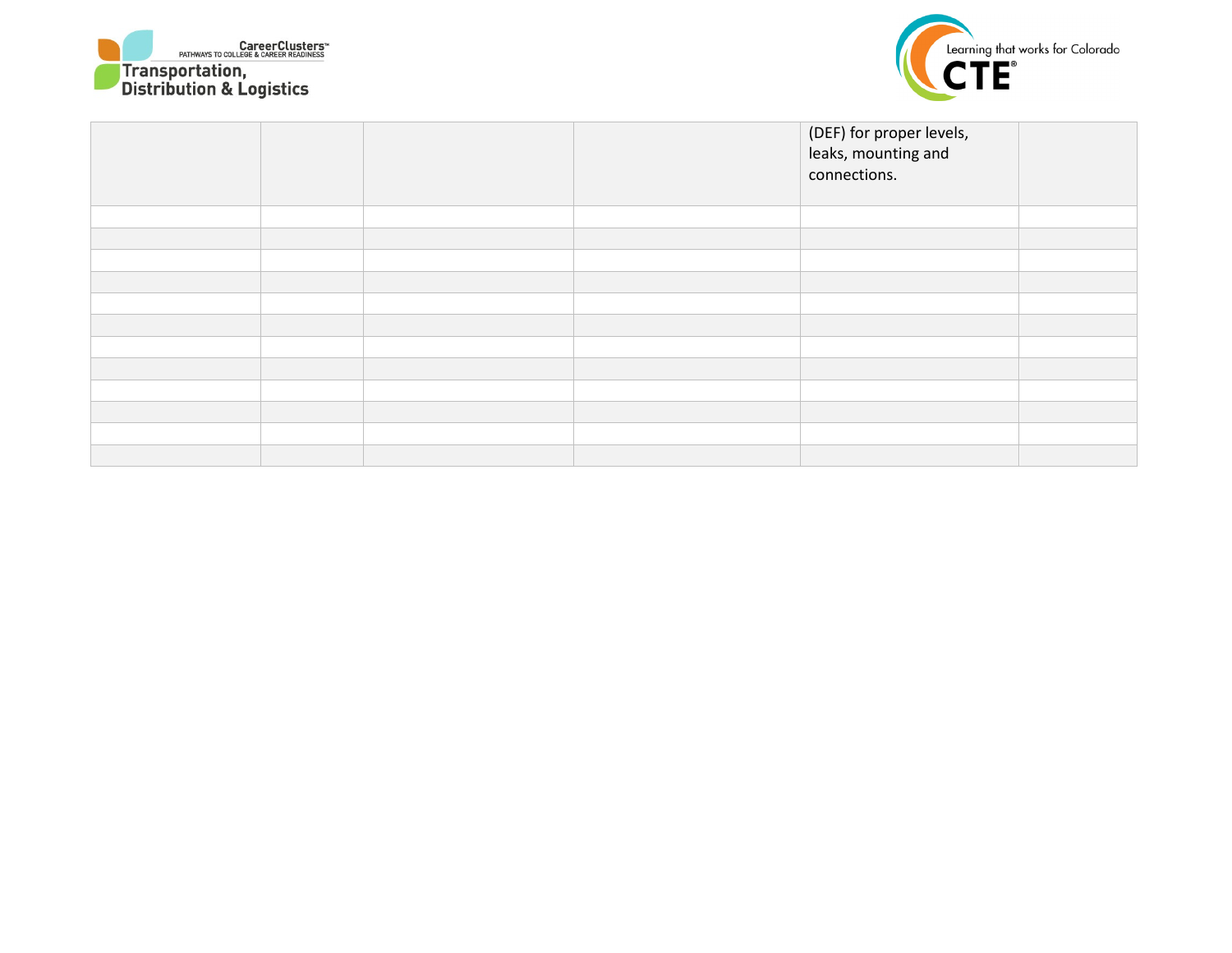| | | | | | |
|---|---|---|---|---|---|
| | | | | (DEF) for proper levels, leaks, mounting and connections. | |
| | | | | | |
| | | | | | |
| | | | | | |
| | | | | | |
| | | | | | |
| | | | | | |
| | | | | | |
| | | | | | |
| | | | | | |
| | | | | | |
| | | | | | |
| | | | | | |